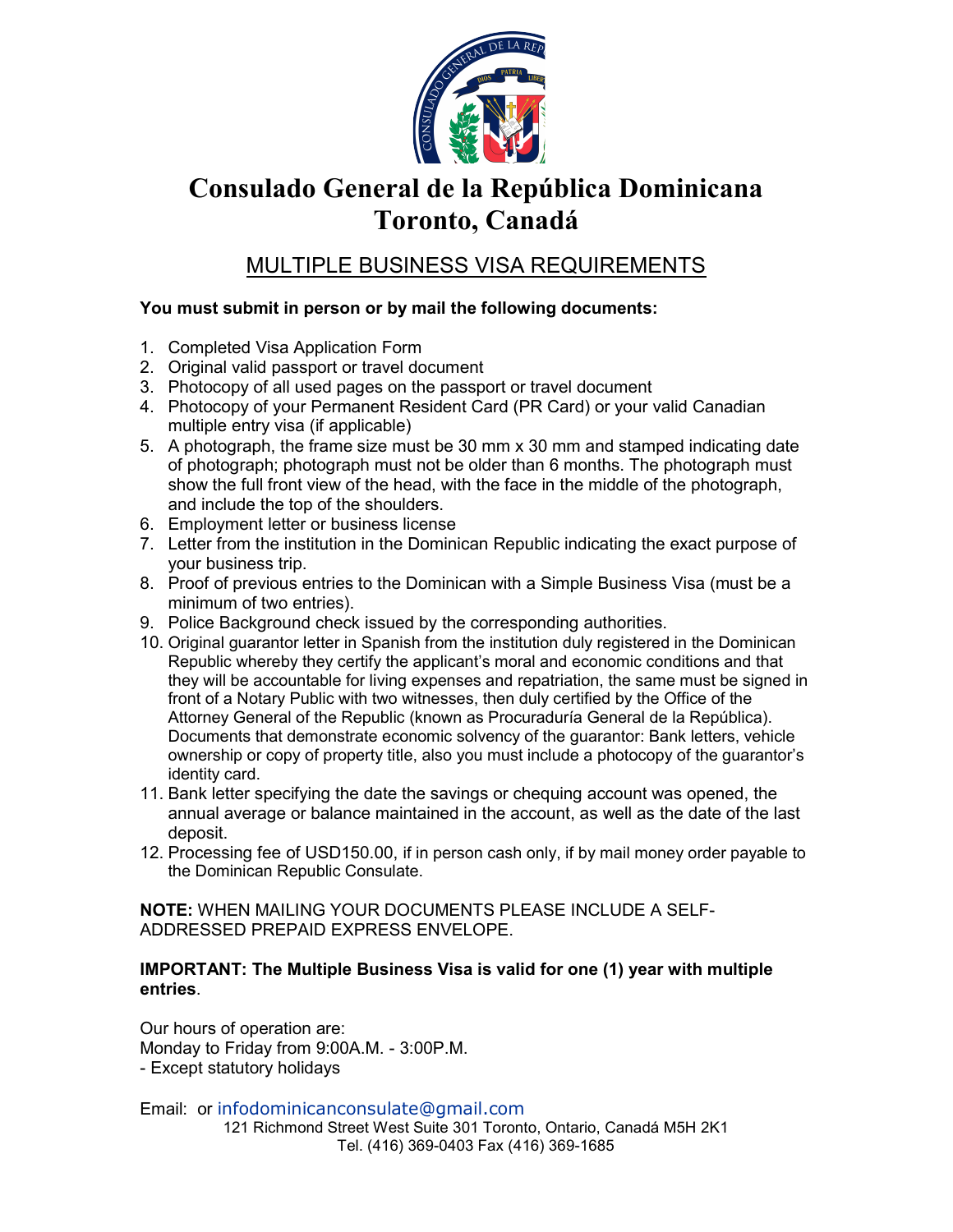# Consulado General de la República Dominicana
# Toronto, Canadá

## MULTIPLE BUSINESS VISA REQUIREMENTS

**You must submit in person or by mail the following documents:**

1. Completed Visa Application Form
2. Original valid passport or travel document
3. Photocopy of all used pages on the passport or travel document
4. Photocopy of your Permanent Resident Card (PR Card) or your valid Canadian multiple entry visa (if applicable)
5. A photograph, the frame size must be 30 mm x 30 mm and stamped indicating date of photograph; photograph must not be older than 6 months. The photograph must show the full front view of the head, with the face in the middle of the photograph, and include the top of the shoulders.
6. Employment letter or business license
7. Letter from the institution in the Dominican Republic indicating the exact purpose of your business trip.
8. Proof of previous entries to the Dominican with a Simple Business Visa (must be a minimum of two entries).
9. Police Background check issued by the corresponding authorities.
10. Original guarantor letter in Spanish from the institution duly registered in the Dominican Republic whereby they certify the applicant's moral and economic conditions and that they will be accountable for living expenses and repatriation, the same must be signed in front of a Notary Public with two witnesses, then duly certified by the Office of the Attorney General of the Republic (known as Procuraduría General de la República). Documents that demonstrate economic solvency of the guarantor: Bank letters, vehicle ownership or copy of property title, also you must include a photocopy of the guarantor's identity card.
11. Bank letter specifying the date the savings or chequing account was opened, the annual average or balance maintained in the account, as well as the date of the last deposit.
12. Processing fee of USD150.00, if in person cash only, if by mail money order payable to the Dominican Republic Consulate.

**NOTE:** WHEN MAILING YOUR DOCUMENTS PLEASE INCLUDE A SELF-ADDRESSED PREPAID EXPRESS ENVELOPE.

**IMPORTANT: The Multiple Business Visa is valid for one (1) year with multiple entries**.

Our hours of operation are:
Monday to Friday from 9:00A.M. - 3:00P.M.
- Except statutory holidays

Email: or infodominicanconsulate@gmail.com

121 Richmond Street West Suite 301 Toronto, Ontario, Canadá M5H 2K1
Tel. (416) 369-0403 Fax (416) 369-1685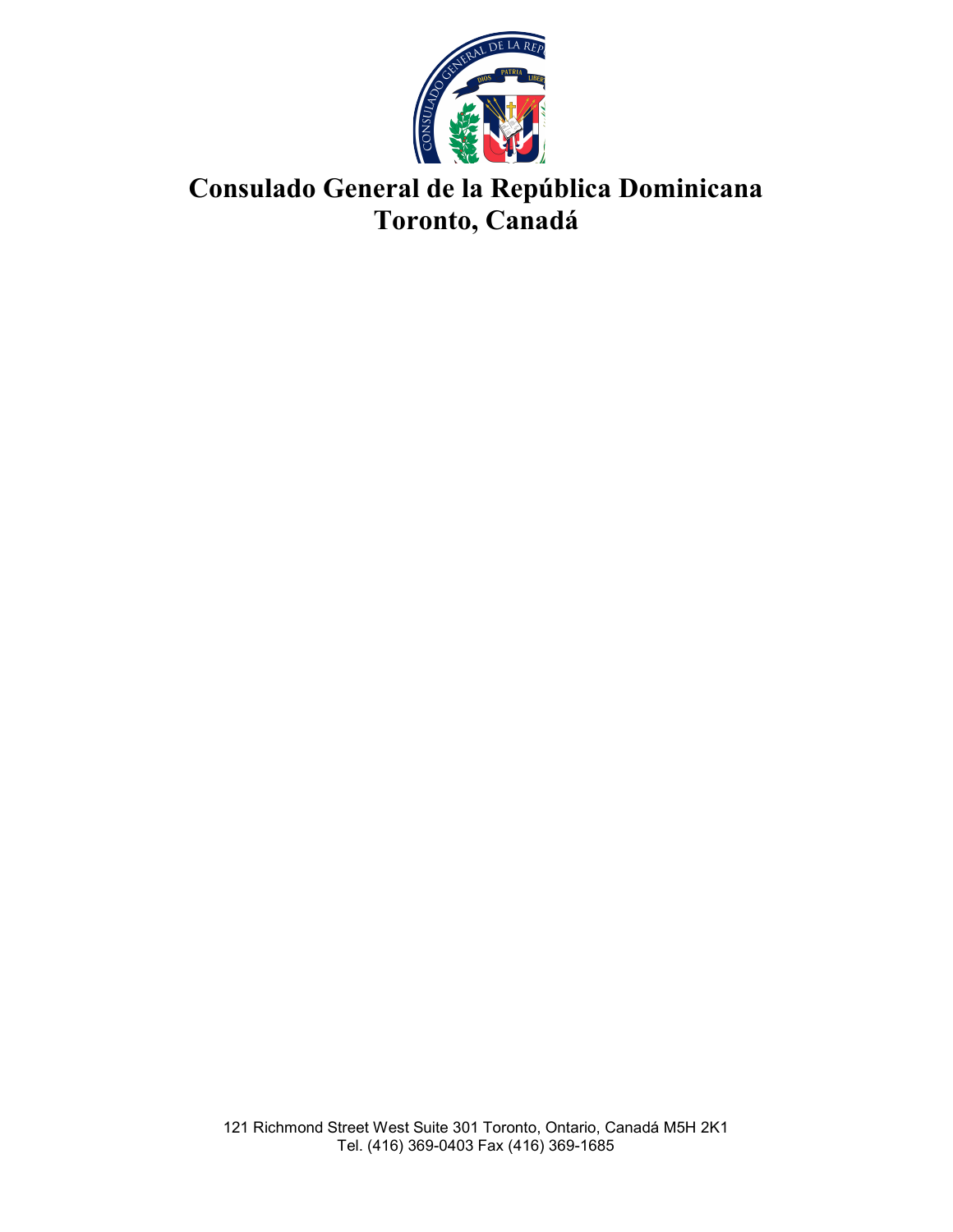# Consulado General de la República Dominicana
# Toronto, Canadá

121 Richmond Street West Suite 301 Toronto, Ontario, Canadá M5H 2K1
Tel. (416) 369-0403 Fax (416) 369-1685